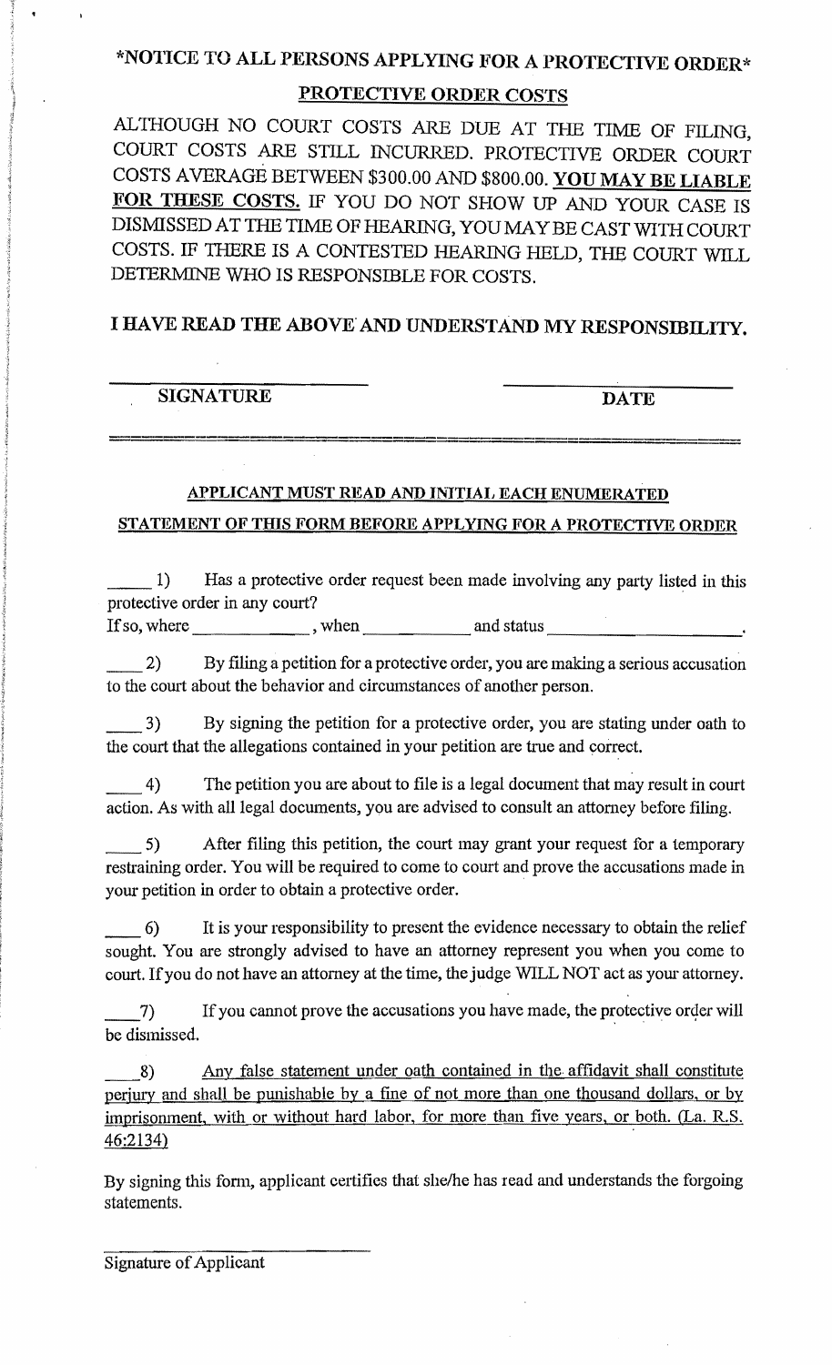# \*NOTICE TO ALL PERSONS APPLYING FOR A PROTECTIVE ORDER\*

## PROTECTIVE ORDER COSTS

ALTHOUGH NO COURT COSTS ARE DUE AT THE TIME OF FILING, COURT COSTS ARE STILL INCURRED. PROTECTIVE ORDER COURT COSTS AVERAGE BETWEEN $300.00 AND $800.00. **YOU MAY BE LIABLE FOR THESE COSTS.** IF YOU DO NOT SHOW UP AND YOUR CASE IS DISMISSED AT THE TIME OF HEARING, YOU MAY BE CAST WITH COURT COSTS. IF THERE IS A CONTESTED HEARING HELD, THE COURT WILL DETERMINE WHO IS RESPONSIBLE FOR COSTS.

**I HAVE READ THE ABOVE AND UNDERSTAND MY RESPONSIBILITY.**

\_\_\_\_\_\_\_\_\_\_\_\_\_\_\_\_\_\_\_\_\_\_\_\_ \_\_\_\_\_\_\_\_\_\_\_\_\_\_\_\_\_\_\_\_\_\_\_\_

**SIGNATURE** **DATE**

---

**APPLICANT MUST READ AND INITIAL EACH ENUMERATED STATEMENT OF THIS FORM BEFORE APPLYING FOR A PROTECTIVE ORDER**

\_\_\_\_ 1) Has a protective order request been made involving any party listed in this protective order in any court?
If so, where \_\_\_\_\_\_\_\_\_\_\_\_, when \_\_\_\_\_\_\_\_\_\_\_ and status \_\_\_\_\_\_\_\_\_\_\_\_\_\_\_\_\_\_\_\_\_.

\_\_\_\_ 2) By filing a petition for a protective order, you are making a serious accusation to the court about the behavior and circumstances of another person.

\_\_\_\_ 3) By signing the petition for a protective order, you are stating under oath to the court that the allegations contained in your petition are true and correct.

\_\_\_\_ 4) The petition you are about to file is a legal document that may result in court action. As with all legal documents, you are advised to consult an attorney before filing.

\_\_\_\_ 5) After filing this petition, the court may grant your request for a temporary restraining order. You will be required to come to court and prove the accusations made in your petition in order to obtain a protective order.

\_\_\_\_ 6) It is your responsibility to present the evidence necessary to obtain the relief sought. You are strongly advised to have an attorney represent you when you come to court. If you do not have an attorney at the time, the judge WILL NOT act as your attorney.

\_\_\_\_ 7) If you cannot prove the accusations you have made, the protective order will be dismissed.

\_\_\_\_ 8) <u>Any false statement under oath contained in the affidavit shall constitute perjury and shall be punishable by a fine of not more than one thousand dollars, or by imprisonment, with or without hard labor, for more than five years, or both. (La. R.S. 46:2134)</u>

By signing this form, applicant certifies that she/he has read and understands the forgoing statements.

\_\_\_\_\_\_\_\_\_\_\_\_\_\_\_\_\_\_\_\_\_\_\_\_

Signature of Applicant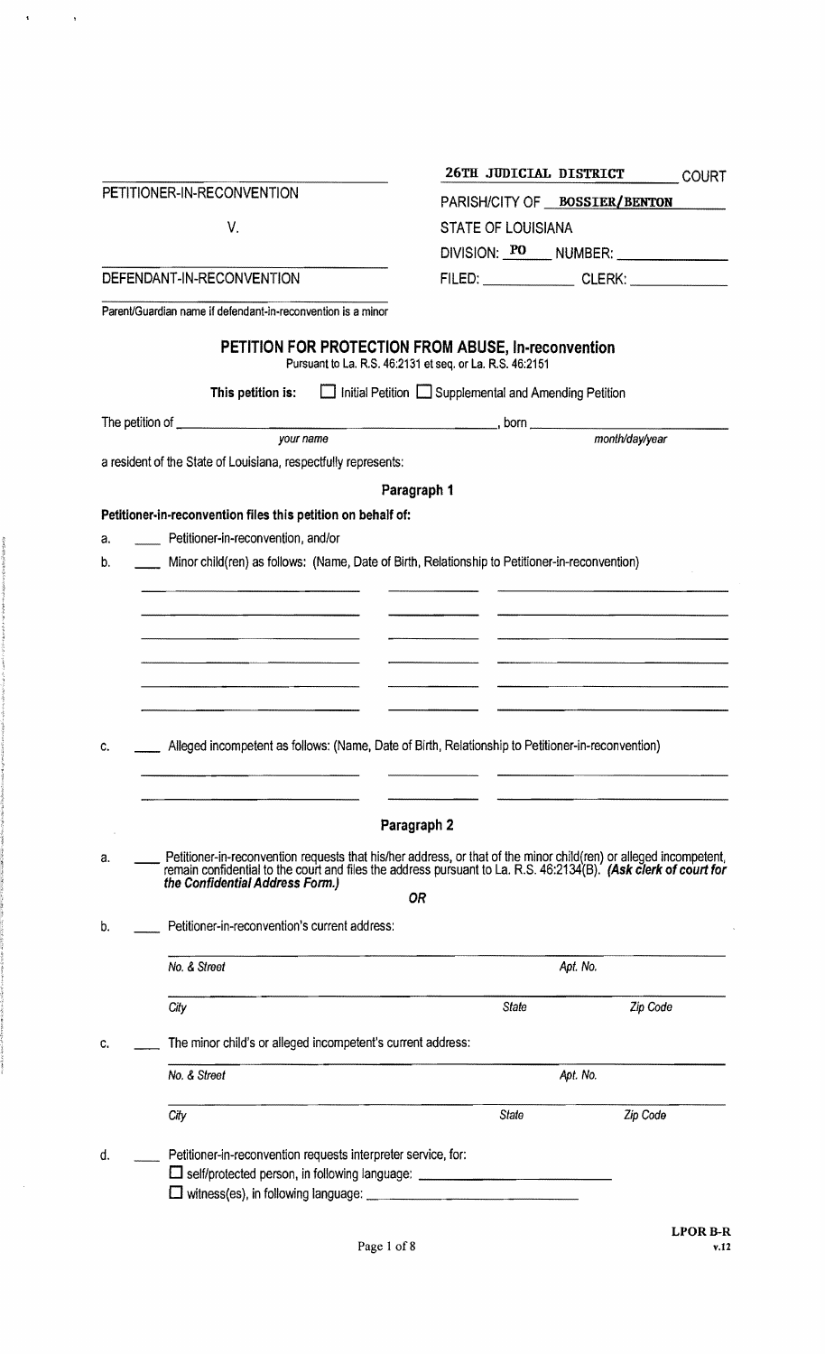| | |
|---|---|
| _______________________________ | **26TH JUDICIAL DISTRICT** COURT |
| PETITIONER-IN-RECONVENTION | PARISH/CITY OF **BOSSIER/BENTON** |
| V. | STATE OF LOUISIANA |
| | DIVISION: **PO** NUMBER: ______________ |
| _______________________________ | |
| DEFENDANT-IN-RECONVENTION | FILED: ____________ CLERK: ____________ |
| _______________________________ | |
| Parent/Guardian name if defendant-in-reconvention is a minor | |

## PETITION FOR PROTECTION FROM ABUSE, In-reconvention

Pursuant to La. R.S. 46:2131 et seq. or La. R.S. 46:2151

**This petition is:** ☐ Initial Petition ☐ Supplemental and Amending Petition

The petition of ______________________________________ , born ______________________
*your name* *month/day/year*

a resident of the State of Louisiana, respectfully represents:

### Paragraph 1

**Petitioner-in-reconvention files this petition on behalf of:**

a. ____ Petitioner-in-reconvention, and/or

b. ____ Minor child(ren) as follows: (Name, Date of Birth, Relationship to Petitioner-in-reconvention)

| | | |
|---|---|---|
| ____________________ | __________ | ____________________ |
| ____________________ | __________ | ____________________ |
| ____________________ | __________ | ____________________ |
| ____________________ | __________ | ____________________ |
| ____________________ | __________ | ____________________ |

c. ____ Alleged incompetent as follows: (Name, Date of Birth, Relationship to Petitioner-in-reconvention)

| | | |
|---|---|---|
| ____________________ | __________ | ____________________ |
| ____________________ | __________ | ____________________ |

### Paragraph 2

a. ____ Petitioner-in-reconvention requests that his/her address, or that of the minor child(ren) or alleged incompetent, remain confidential to the court and files the address pursuant to La. R.S. 46:2134(B). ***(Ask clerk of court for the Confidential Address Form.)***

***OR***

b. ____ Petitioner-in-reconvention's current address:

______________________________________________ ______________
*No. & Street* *Apt. No.*

______________________________________________ ______________ ______________
*City* *State* *Zip Code*

c. ____ The minor child's or alleged incompetent's current address:

______________________________________________ ______________
*No. & Street* *Apt. No.*

______________________________________________ ______________ ______________
*City* *State* *Zip Code*

d. ____ Petitioner-in-reconvention requests interpreter service, for:

☐ self/protected person, in following language: ______________________

☐ witness(es), in following language: ______________________

LPOR B-R
v.12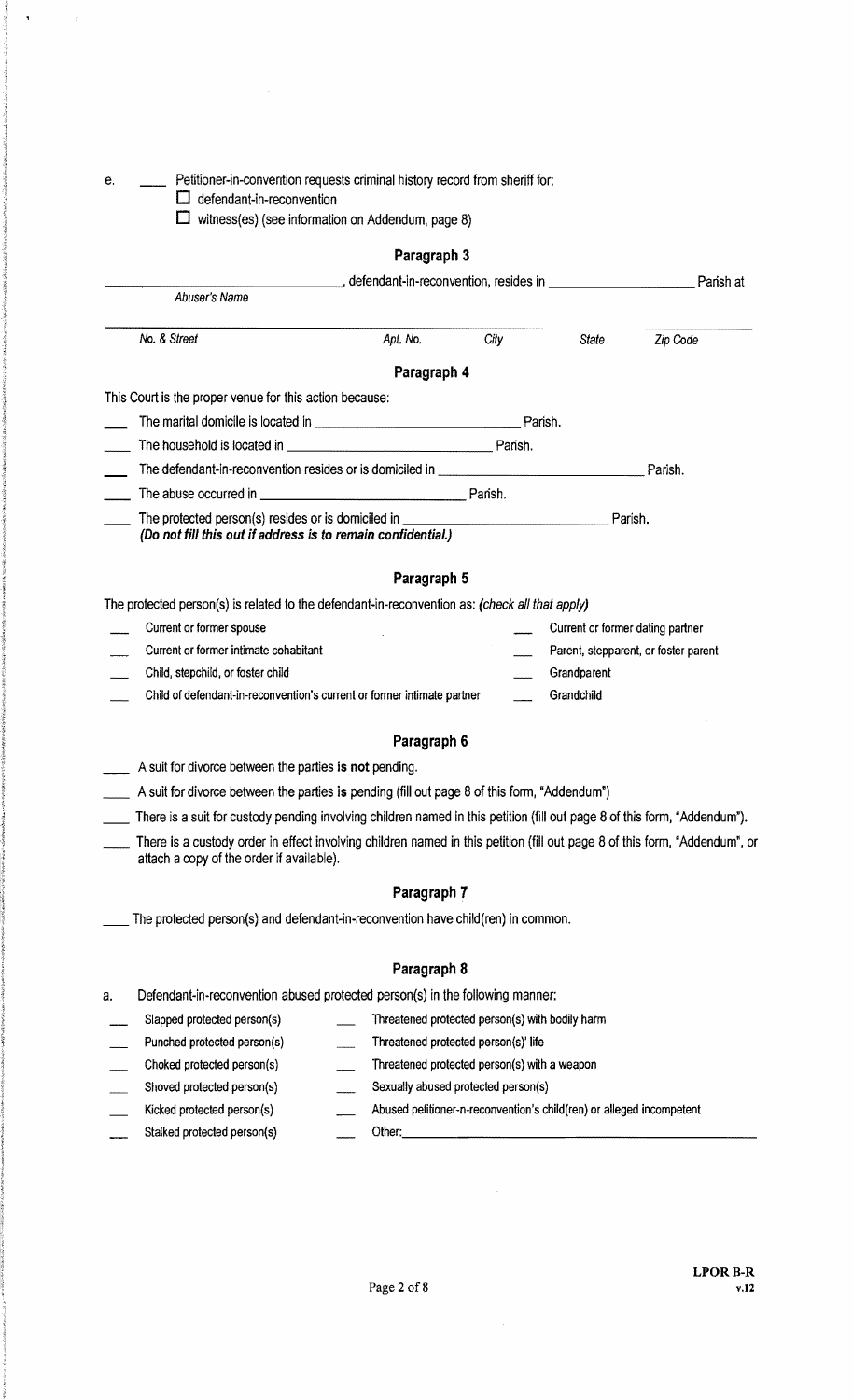e. \_\_\_\_ Petitioner-in-convention requests criminal history record from sheriff for:

- ☐ defendant-in-reconvention
- ☐ witness(es) (see information on Addendum, page 8)

## Paragraph 3

\_\_\_\_\_\_\_\_\_\_\_\_\_\_\_\_\_\_\_\_\_\_\_\_\_\_\_\_\_\_\_\_, defendant-in-reconvention, resides in \_\_\_\_\_\_\_\_\_\_\_\_\_\_\_\_\_\_\_\_ Parish at

*Abuser's Name*

\_\_\_\_\_\_\_\_\_\_\_\_\_\_\_\_\_\_\_\_\_\_\_\_\_\_\_\_\_\_\_\_\_\_\_\_\_\_\_\_\_\_\_\_\_\_\_\_\_\_\_\_\_\_\_\_\_\_\_\_\_\_\_\_\_\_\_\_\_\_\_\_\_\_\_\_

*No. & Street* *Apt. No.* *City* *State* *Zip Code*

## Paragraph 4

This Court is the proper venue for this action because:

- \_\_\_ The marital domicile is located in \_\_\_\_\_\_\_\_\_\_\_\_\_\_\_\_\_\_\_\_\_\_\_\_\_\_\_\_\_\_ Parish.
- \_\_\_ The household is located in \_\_\_\_\_\_\_\_\_\_\_\_\_\_\_\_\_\_\_\_\_\_\_\_\_\_\_\_\_\_ Parish.
- \_\_\_ The defendant-in-reconvention resides or is domiciled in \_\_\_\_\_\_\_\_\_\_\_\_\_\_\_\_\_\_\_\_\_\_\_\_\_\_\_\_\_\_ Parish.
- \_\_\_ The abuse occurred in \_\_\_\_\_\_\_\_\_\_\_\_\_\_\_\_\_\_\_\_\_\_\_\_\_\_\_\_\_\_ Parish.
- \_\_\_ The protected person(s) resides or is domiciled in \_\_\_\_\_\_\_\_\_\_\_\_\_\_\_\_\_\_\_\_\_\_\_\_\_\_\_\_\_\_ Parish.  
  ***(Do not fill this out if address is to remain confidential.)***

## Paragraph 5

The protected person(s) is related to the defendant-in-reconvention as: *(check all that apply)*

- \_\_\_ Current or former spouse
- \_\_\_ Current or former intimate cohabitant
- \_\_\_ Child, stepchild, or foster child
- \_\_\_ Child of defendant-in-reconvention's current or former intimate partner
- \_\_\_ Current or former dating partner
- \_\_\_ Parent, stepparent, or foster parent
- \_\_\_ Grandparent
- \_\_\_ Grandchild

## Paragraph 6

- \_\_\_\_ A suit for divorce between the parties **is not** pending.
- \_\_\_\_ A suit for divorce between the parties **is** pending (fill out page 8 of this form, "Addendum")
- \_\_\_\_ There is a suit for custody pending involving children named in this petition (fill out page 8 of this form, "Addendum").
- \_\_\_\_ There is a custody order in effect involving children named in this petition (fill out page 8 of this form, "Addendum", or attach a copy of the order if available).

## Paragraph 7

\_\_\_\_ The protected person(s) and defendant-in-reconvention have child(ren) in common.

## Paragraph 8

a. Defendant-in-reconvention abused protected person(s) in the following manner:

- \_\_\_ Slapped protected person(s)
- \_\_\_ Punched protected person(s)
- \_\_\_ Choked protected person(s)
- \_\_\_ Shoved protected person(s)
- \_\_\_ Kicked protected person(s)
- \_\_\_ Stalked protected person(s)
- \_\_\_ Threatened protected person(s) with bodily harm
- \_\_\_ Threatened protected person(s)' life
- \_\_\_ Threatened protected person(s) with a weapon
- \_\_\_ Sexually abused protected person(s)
- \_\_\_ Abused petitioner-n-reconvention's child(ren) or alleged incompetent
- \_\_\_ Other: \_\_\_\_\_\_\_\_\_\_\_\_\_\_\_\_\_\_\_\_\_\_\_\_\_\_\_\_\_\_\_\_\_\_\_\_\_\_\_\_\_\_\_\_

LPOR B-R v.12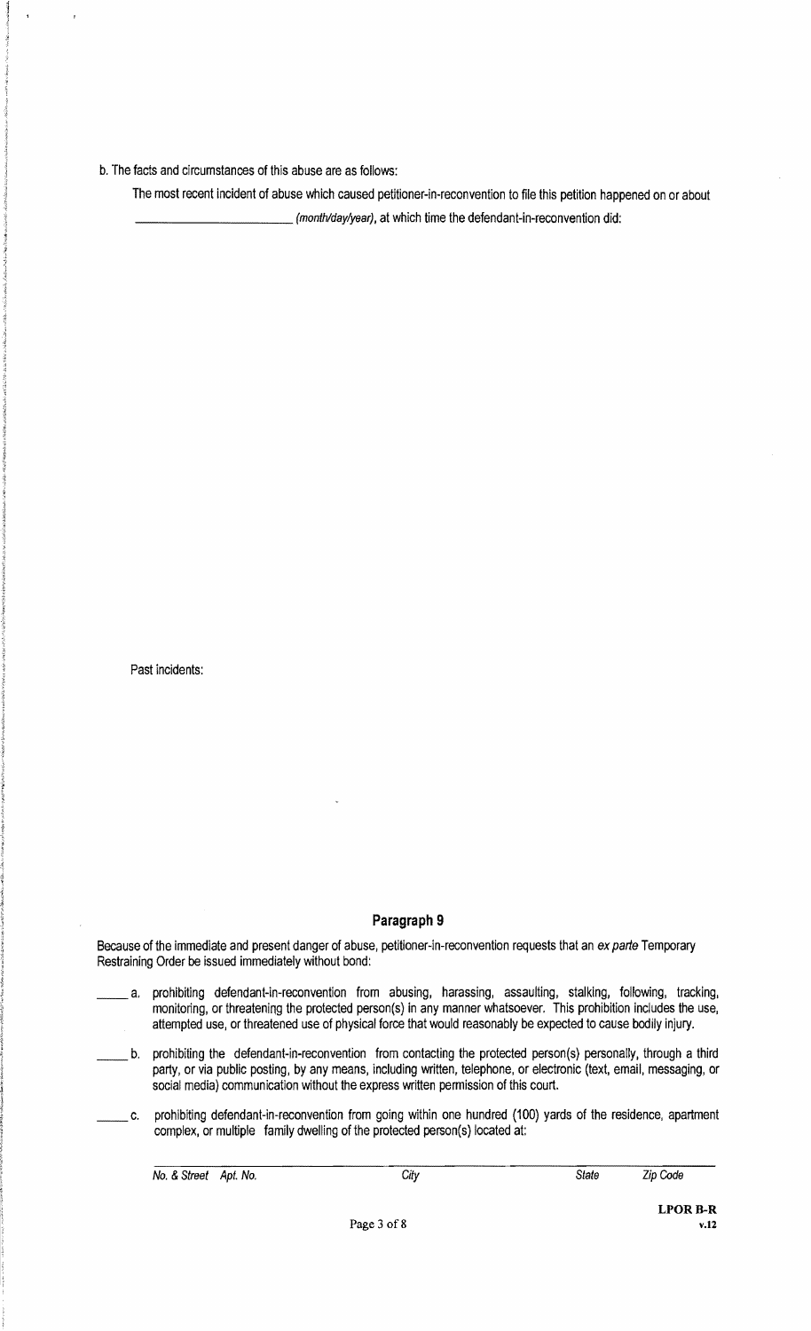b. The facts and circumstances of this abuse are as follows:

The most recent incident of abuse which caused petitioner-in-reconvention to file this petition happened on or about _______________ *(month/day/year)*, at which time the defendant-in-reconvention did:

Past incidents:

## Paragraph 9

Because of the immediate and present danger of abuse, petitioner-in-reconvention requests that an *ex parte* Temporary Restraining Order be issued immediately without bond:

_____ a. prohibiting defendant-in-reconvention from abusing, harassing, assaulting, stalking, following, tracking, monitoring, or threatening the protected person(s) in any manner whatsoever. This prohibition includes the use, attempted use, or threatened use of physical force that would reasonably be expected to cause bodily injury.

_____ b. prohibiting the defendant-in-reconvention from contacting the protected person(s) personally, through a third party, or via public posting, by any means, including written, telephone, or electronic (text, email, messaging, or social media) communication without the express written permission of this court.

_____ c. prohibiting defendant-in-reconvention from going within one hundred (100) yards of the residence, apartment complex, or multiple family dwelling of the protected person(s) located at:

_______________________________________________________________
*No. & Street Apt. No.* *City* *State* *Zip Code*

LPOR B-R
v.12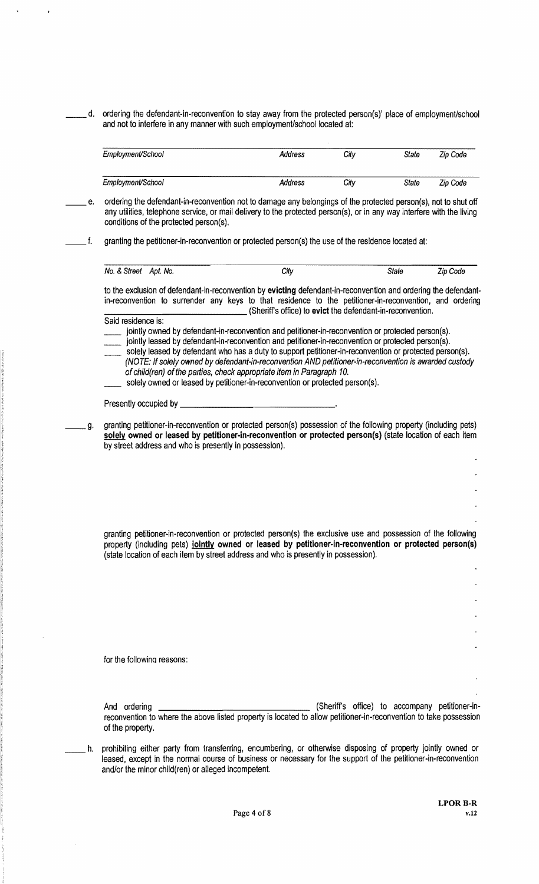_____ d. ordering the defendant-in-reconvention to stay away from the protected person(s)' place of employment/school and not to interfere in any manner with such employment/school located at:

| Employment/School | Address | City | State | Zip Code |
|---|---|---|---|---|
| Employment/School | Address | City | State | Zip Code |

_____ e. ordering the defendant-in-reconvention not to damage any belongings of the protected person(s), not to shut off any utilities, telephone service, or mail delivery to the protected person(s), or in any way interfere with the living conditions of the protected person(s).

_____ f. granting the petitioner-in-reconvention or protected person(s) the use of the residence located at:

| No. & Street Apt. No. | City | State | Zip Code |
|---|---|---|---|

to the exclusion of defendant-in-reconvention by **evicting** defendant-in-reconvention and ordering the defendant-in-reconvention to surrender any keys to that residence to the petitioner-in-reconvention, and ordering _______________________ (Sheriff's office) to **evict** the defendant-in-reconvention.

Said residence is:

____ jointly owned by defendant-in-reconvention and petitioner-in-reconvention or protected person(s).
____ jointly leased by defendant-in-reconvention and petitioner-in-reconvention or protected person(s).
____ solely leased by defendant who has a duty to support petitioner-in-reconvention or protected person(s). *(NOTE: If solely owned by defendant-in-reconvention AND petitioner-in-reconvention is awarded custody of child(ren) of the parties, check appropriate item in Paragraph 10.*
____ solely owned or leased by petitioner-in-reconvention or protected person(s).

Presently occupied by _______________________________.

_____ g. granting petitioner-in-reconvention or protected person(s) possession of the following property (including pets) **solely owned or leased by petitioner-in-reconvention or protected person(s)** (state location of each item by street address and who is presently in possession).

granting petitioner-in-reconvention or protected person(s) the exclusive use and possession of the following property (including pets) **jointly owned or leased by petitioner-in-reconvention or protected person(s)** (state location of each item by street address and who is presently in possession).

for the following reasons:

And ordering _______________________________ (Sheriff's office) to accompany petitioner-in-reconvention to where the above listed property is located to allow petitioner-in-reconvention to take possession of the property.

_____ h. prohibiting either party from transferring, encumbering, or otherwise disposing of property jointly owned or leased, except in the normal course of business or necessary for the support of the petitioner-in-reconvention and/or the minor child(ren) or alleged incompetent.

LPOR B-R
v.12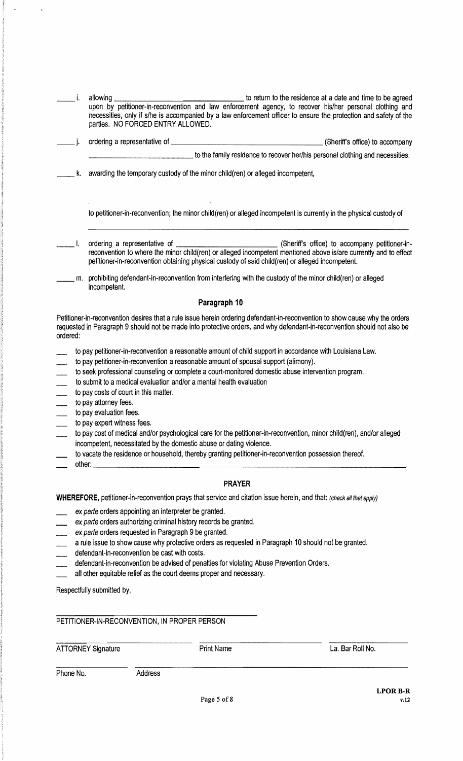____ i. allowing ______________________________________ to return to the residence at a date and time to be agreed upon by petitioner-in-reconvention and law enforcement agency, to recover his/her personal clothing and necessities, only if s/he is accompanied by a law enforcement officer to ensure the protection and safety of the parties. NO FORCED ENTRY ALLOWED.

____ j. ordering a representative of ______________________________________ (Sheriff's office) to accompany ______________________________ to the family residence to recover her/his personal clothing and necessities.

____ k. awarding the temporary custody of the minor child(ren) or alleged incompetent,

to petitioner-in-reconvention; the minor child(ren) or alleged incompetent is currently in the physical custody of

______________________________________________________________

____ l. ordering a representative of ____________________________ (Sheriff's office) to accompany petitioner-in-reconvention to where the minor child(ren) or alleged incompetent mentioned above is/are currently and to effect petitioner-in-reconvention obtaining physical custody of said child(ren) or alleged incompetent.

____ m. prohibiting defendant-in-reconvention from interfering with the custody of the minor child(ren) or alleged incompetent.

## Paragraph 10

Petitioner-in-reconvention desires that a rule issue herein ordering defendant-in-reconvention to show cause why the orders requested in Paragraph 9 should not be made into protective orders, and why defendant-in-reconvention should not also be ordered:

- ___ to pay petitioner-in-reconvention a reasonable amount of child support in accordance with Louisiana Law.
- ___ to pay petitioner-in-reconvention a reasonable amount of spousal support (alimony).
- ___ to seek professional counseling or complete a court-monitored domestic abuse intervention program.
- ___ to submit to a medical evaluation and/or a mental health evaluation
- ___ to pay costs of court in this matter.
- ___ to pay attorney fees.
- ___ to pay evaluation fees.
- ___ to pay expert witness fees.
- ___ to pay cost of medical and/or psychological care for the petitioner-in-reconvention, minor child(ren), and/or alleged incompetent, necessitated by the domestic abuse or dating violence.
- ___ to vacate the residence or household, thereby granting petitioner-in-reconvention possession thereof.
- ___ other: ______________________________________________________________.

## PRAYER

**WHEREFORE,** petitioner-in-reconvention prays that service and citation issue herein, and that: *(check all that apply)*

- ___ *ex parte* orders appointing an interpreter be granted.
- ___ *ex parte* orders authorizing criminal history records be granted.
- ___ *ex parte* orders requested in Paragraph 9 be granted.
- ___ a rule issue to show cause why protective orders as requested in Paragraph 10 should not be granted.
- ___ defendant-in-reconvention be cast with costs.
- ___ defendant-in-reconvention be advised of penalties for violating Abuse Prevention Orders.
- ___ all other equitable relief as the court deems proper and necessary.

Respectfully submitted by,

______________________________________________

PETITIONER-IN-RECONVENTION, IN PROPER PERSON

| ______________________ | ______________________ | ______________________ |
|---|---|---|
| ATTORNEY Signature | Print Name | La. Bar Roll No. |

| ______________ | ______________________________________________ |
|---|---|
| Phone No. | Address |

LPOR B-R
v.12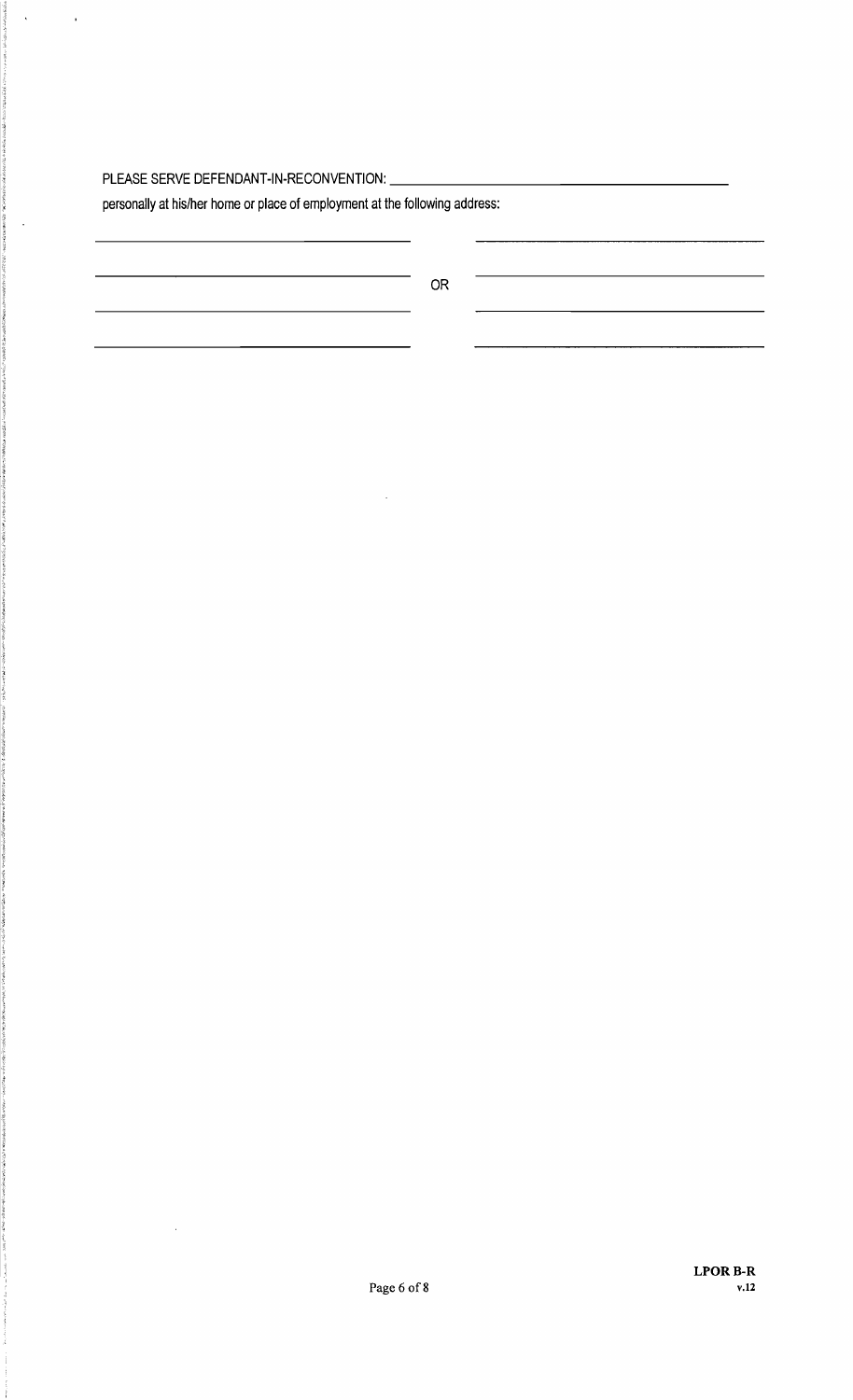PLEASE SERVE DEFENDANT-IN-RECONVENTION: ________________________________________________

personally at his/her home or place of employment at the following address:

| | | |
|---|---|---|
| ______________________________ | | ______________________________ |
| ______________________________ | OR | ______________________________ |
| ______________________________ | | ______________________________ |
| ______________________________ | | ______________________________ |

LPOR B-R
v.12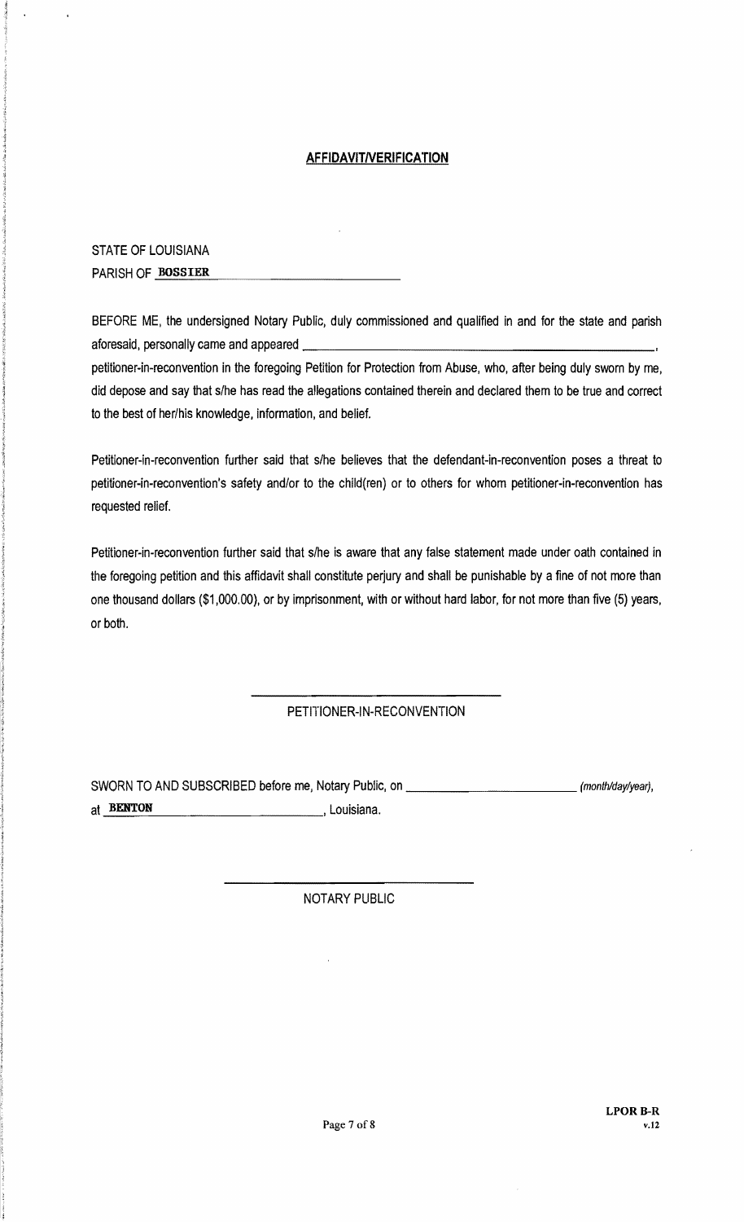## AFFIDAVIT/VERIFICATION

STATE OF LOUISIANA

PARISH OF **BOSSIER**

BEFORE ME, the undersigned Notary Public, duly commissioned and qualified in and for the state and parish aforesaid, personally came and appeared \_\_\_\_\_\_\_\_\_\_\_\_\_\_\_\_\_\_\_\_\_\_\_\_\_\_\_\_\_\_\_\_\_\_\_\_\_\_\_\_\_\_\_\_, petitioner-in-reconvention in the foregoing Petition for Protection from Abuse, who, after being duly sworn by me, did depose and say that s/he has read the allegations contained therein and declared them to be true and correct to the best of her/his knowledge, information, and belief.

Petitioner-in-reconvention further said that s/he believes that the defendant-in-reconvention poses a threat to petitioner-in-reconvention's safety and/or to the child(ren) or to others for whom petitioner-in-reconvention has requested relief.

Petitioner-in-reconvention further said that s/he is aware that any false statement made under oath contained in the foregoing petition and this affidavit shall constitute perjury and shall be punishable by a fine of not more than one thousand dollars ($1,000.00), or by imprisonment, with or without hard labor, for not more than five (5) years, or both.

\_\_\_\_\_\_\_\_\_\_\_\_\_\_\_\_\_\_\_\_\_\_\_\_\_\_\_\_\_\_\_\_

PETITIONER-IN-RECONVENTION

SWORN TO AND SUBSCRIBED before me, Notary Public, on \_\_\_\_\_\_\_\_\_\_\_\_\_\_\_\_\_\_\_\_\_\_\_\_ *(month/day/year)*, at **BENTON** \_\_\_\_\_\_\_\_\_\_\_\_\_\_\_\_\_\_\_\_, Louisiana.

\_\_\_\_\_\_\_\_\_\_\_\_\_\_\_\_\_\_\_\_\_\_\_\_\_\_\_\_\_\_\_\_

NOTARY PUBLIC

**LPOR B-R**
**v.12**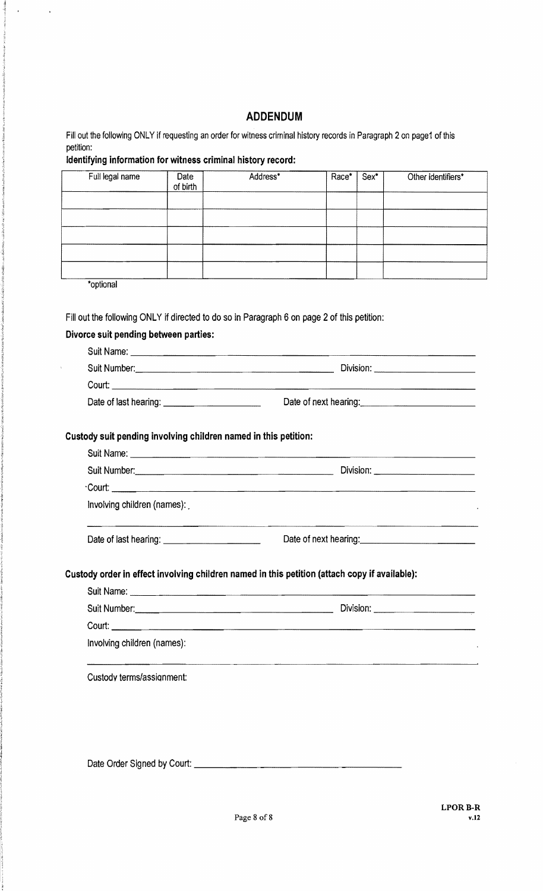## ADDENDUM

Fill out the following ONLY if requesting an order for witness criminal history records in Paragraph 2 on page1 of this petition:

**Identifying information for witness criminal history record:**

| Full legal name | Date of birth | Address* | Race* | Sex* | Other identifiers* |
|---|---|---|---|---|---|
| | | | | | |
| | | | | | |
| | | | | | |
| | | | | | |
| | | | | | |

*optional

Fill out the following ONLY if directed to do so in Paragraph 6 on page 2 of this petition:

**Divorce suit pending between parties:**

Suit Name: ______________________________

Suit Number: ______________________________ Division: ____________________

Court: ______________________________

Date of last hearing: ____________________ Date of next hearing: ____________________

**Custody suit pending involving children named in this petition:**

Suit Name: ______________________________

Suit Number: ______________________________ Division: ____________________

Court: ______________________________

Involving children (names): ______________________________

______________________________

Date of last hearing: ____________________ Date of next hearing: ____________________

**Custody order in effect involving children named in this petition (attach copy if available):**

Suit Name: ______________________________

Suit Number: ______________________________ Division: ____________________

Court: ______________________________

Involving children (names): ______________________________

______________________________

Custody terms/assignment:

Date Order Signed by Court: ______________________________

LPOR B-R
v.12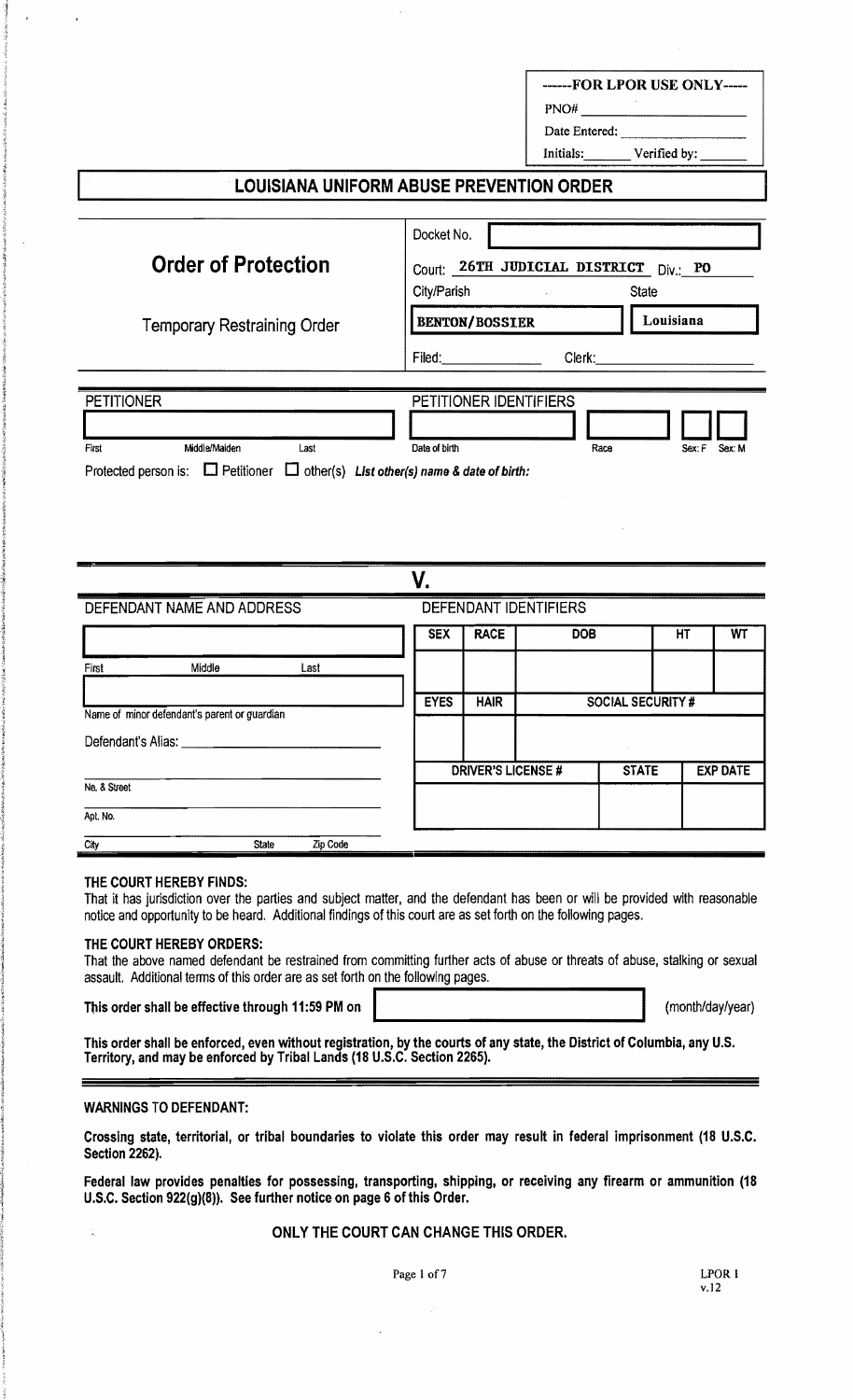| ------FOR LPOR USE ONLY----- |
|---|
| PNO# ________________ |
| Date Entered: ________________ |
| Initials: _______ Verified by: _______ |

# LOUISIANA UNIFORM ABUSE PREVENTION ORDER

## Order of Protection

Temporary Restraining Order

Docket No. [ ]

Court: **26TH JUDICIAL DISTRICT** Div.: **PO**

| City/Parish | State |
|---|---|
| **BENTON/BOSSIER** | **Louisiana** |

Filed: ______________ Clerk: ______________________

**PETITIONER**

| First | Middle/Maiden | Last |
|---|---|---|
| | | |

**PETITIONER IDENTIFIERS**

| Date of birth | Race | Sex: F | Sex: M |
|---|---|---|---|
| | | ☐ | ☐ |

Protected person is: ☐ Petitioner ☐ other(s) ***List other(s) name & date of birth:***

**V.**

**DEFENDANT NAME AND ADDRESS**

| First | Middle | Last |
|---|---|---|
| | | |

Name of minor defendant's parent or guardian: ______________________

Defendant's Alias: ______________________

No. & Street: ______________________

Apt. No.: ______________________

City ______ State ______ Zip Code ______

**DEFENDANT IDENTIFIERS**

| SEX | RACE | DOB | HT | WT |
|---|---|---|---|---|
| | | | | |

| EYES | HAIR | SOCIAL SECURITY # |
|---|---|---|
| | | |

| DRIVER'S LICENSE # | STATE | EXP DATE |
|---|---|---|
| | | |

**THE COURT HEREBY FINDS:**

That it has jurisdiction over the parties and subject matter, and the defendant has been or will be provided with reasonable notice and opportunity to be heard. Additional findings of this court are as set forth on the following pages.

**THE COURT HEREBY ORDERS:**

That the above named defendant be restrained from committing further acts of abuse or threats of abuse, stalking or sexual assault. Additional terms of this order are as set forth on the following pages.

**This order shall be effective through 11:59 PM on** [ ] (month/day/year)

**This order shall be enforced, even without registration, by the courts of any state, the District of Columbia, any U.S. Territory, and may be enforced by Tribal Lands (18 U.S.C. Section 2265).**

**WARNINGS TO DEFENDANT:**

**Crossing state, territorial, or tribal boundaries to violate this order may result in federal imprisonment (18 U.S.C. Section 2262).**

**Federal law provides penalties for possessing, transporting, shipping, or receiving any firearm or ammunition (18 U.S.C. Section 922(g)(8)). See further notice on page 6 of this Order.**

**ONLY THE COURT CAN CHANGE THIS ORDER.**

LPOR 1
v.12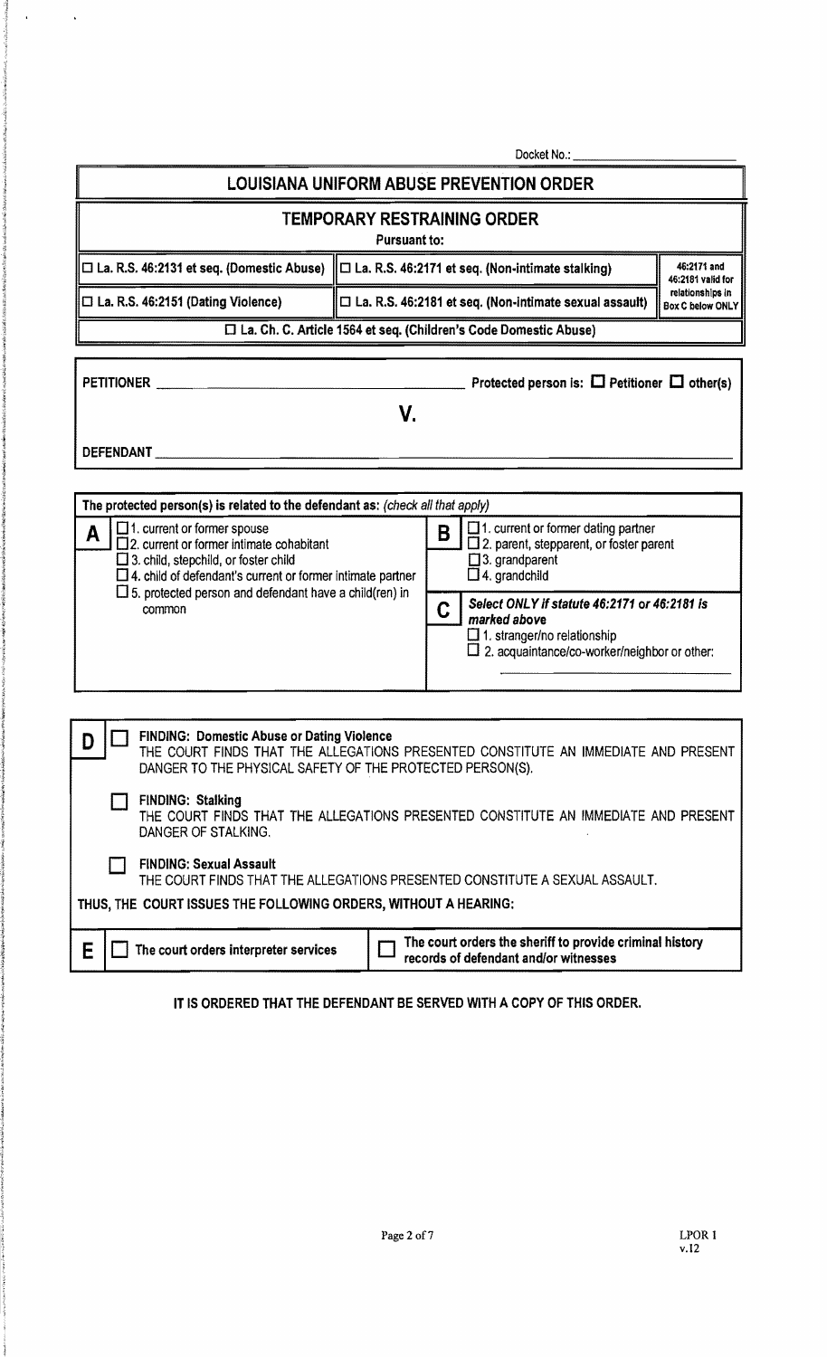Docket No.: ______________________

# LOUISIANA UNIFORM ABUSE PREVENTION ORDER

## TEMPORARY RESTRAINING ORDER

**Pursuant to:**

| | | |
|---|---|---|
| ☐ La. R.S. 46:2131 et seq. (Domestic Abuse) | ☐ La. R.S. 46:2171 et seq. (Non-intimate stalking) | 46:2171 and 46:2181 valid for relationships in Box C below ONLY |
| ☐ La. R.S. 46:2151 (Dating Violence) | ☐ La. R.S. 46:2181 et seq. (Non-intimate sexual assault) | |

☐ La. Ch. C. Article 1564 et seq. (Children's Code Domestic Abuse)

PETITIONER ______________________________ Protected person is: ☐ Petitioner ☐ other(s)

**V.**

DEFENDANT ______________________________________________

**The protected person(s) is related to the defendant as:** *(check all that apply)*

**A**
- ☐ 1. current or former spouse
- ☐ 2. current or former intimate cohabitant
- ☐ 3. child, stepchild, or foster child
- ☐ 4. child of defendant's current or former intimate partner
- ☐ 5. protected person and defendant have a child(ren) in common

**B**
- ☐ 1. current or former dating partner
- ☐ 2. parent, stepparent, or foster parent
- ☐ 3. grandparent
- ☐ 4. grandchild

**C** ***Select ONLY if statute 46:2171 or 46:2181 is marked above***
- ☐ 1. stranger/no relationship
- ☐ 2. acquaintance/co-worker/neighbor or other: ______________________

**D**

☐ **FINDING: Domestic Abuse or Dating Violence**
THE COURT FINDS THAT THE ALLEGATIONS PRESENTED CONSTITUTE AN IMMEDIATE AND PRESENT DANGER TO THE PHYSICAL SAFETY OF THE PROTECTED PERSON(S).

☐ **FINDING: Stalking**
THE COURT FINDS THAT THE ALLEGATIONS PRESENTED CONSTITUTE AN IMMEDIATE AND PRESENT DANGER OF STALKING.

☐ **FINDING: Sexual Assault**
THE COURT FINDS THAT THE ALLEGATIONS PRESENTED CONSTITUTE A SEXUAL ASSAULT.

**THUS, THE COURT ISSUES THE FOLLOWING ORDERS, WITHOUT A HEARING:**

**E** ☐ **The court orders interpreter services** ☐ **The court orders the sheriff to provide criminal history records of defendant and/or witnesses**

**IT IS ORDERED THAT THE DEFENDANT BE SERVED WITH A COPY OF THIS ORDER.**

LPOR 1
v.12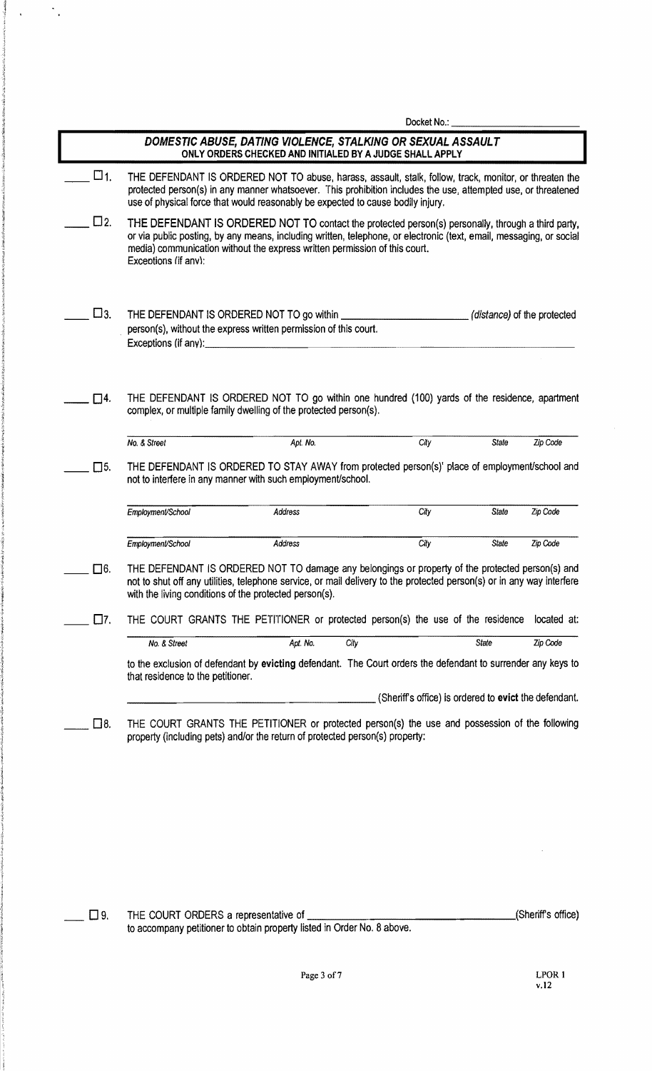Docket No.: ____________________

## *DOMESTIC ABUSE, DATING VIOLENCE, STALKING OR SEXUAL ASSAULT*
**ONLY ORDERS CHECKED AND INITIALED BY A JUDGE SHALL APPLY**

____ ☐1. THE DEFENDANT IS ORDERED NOT TO abuse, harass, assault, stalk, follow, track, monitor, or threaten the protected person(s) in any manner whatsoever. This prohibition includes the use, attempted use, or threatened use of physical force that would reasonably be expected to cause bodily injury.

____ ☐2. THE DEFENDANT IS ORDERED NOT TO contact the protected person(s) personally, through a third party, or via public posting, by any means, including written, telephone, or electronic (text, email, messaging, or social media) communication without the express written permission of this court.
Exceptions (if any):

____ ☐3. THE DEFENDANT IS ORDERED NOT TO go within ____________________ *(distance)* of the protected person(s), without the express written permission of this court.
Exceptions (if any): ____________________

____ ☐4. THE DEFENDANT IS ORDERED NOT TO go within one hundred (100) yards of the residence, apartment complex, or multiple family dwelling of the protected person(s).

| *No. & Street* | *Apt. No.* | *City* | *State* | *Zip Code* |
|---|---|---|---|---|

____ ☐5. THE DEFENDANT IS ORDERED TO STAY AWAY from protected person(s)' place of employment/school and not to interfere in any manner with such employment/school.

| *Employment/School* | *Address* | *City* | *State* | *Zip Code* |
|---|---|---|---|---|
| *Employment/School* | *Address* | *City* | *State* | *Zip Code* |

____ ☐6. THE DEFENDANT IS ORDERED NOT TO damage any belongings or property of the protected person(s) and not to shut off any utilities, telephone service, or mail delivery to the protected person(s) or in any way interfere with the living conditions of the protected person(s).

____ ☐7. THE COURT GRANTS THE PETITIONER or protected person(s) the use of the residence located at:

| *No. & Street* | *Apt. No.* | *City* | *State* | *Zip Code* |
|---|---|---|---|---|

to the exclusion of defendant by **evicting** defendant. The Court orders the defendant to surrender any keys to that residence to the petitioner.

____________________ (Sheriff's office) is ordered to **evict** the defendant.

____ ☐8. THE COURT GRANTS THE PETITIONER or protected person(s) the use and possession of the following property (including pets) and/or the return of protected person(s) property:

____ ☐9. THE COURT ORDERS a representative of ____________________ (Sheriff's office) to accompany petitioner to obtain property listed in Order No. 8 above.

LPOR 1
v.12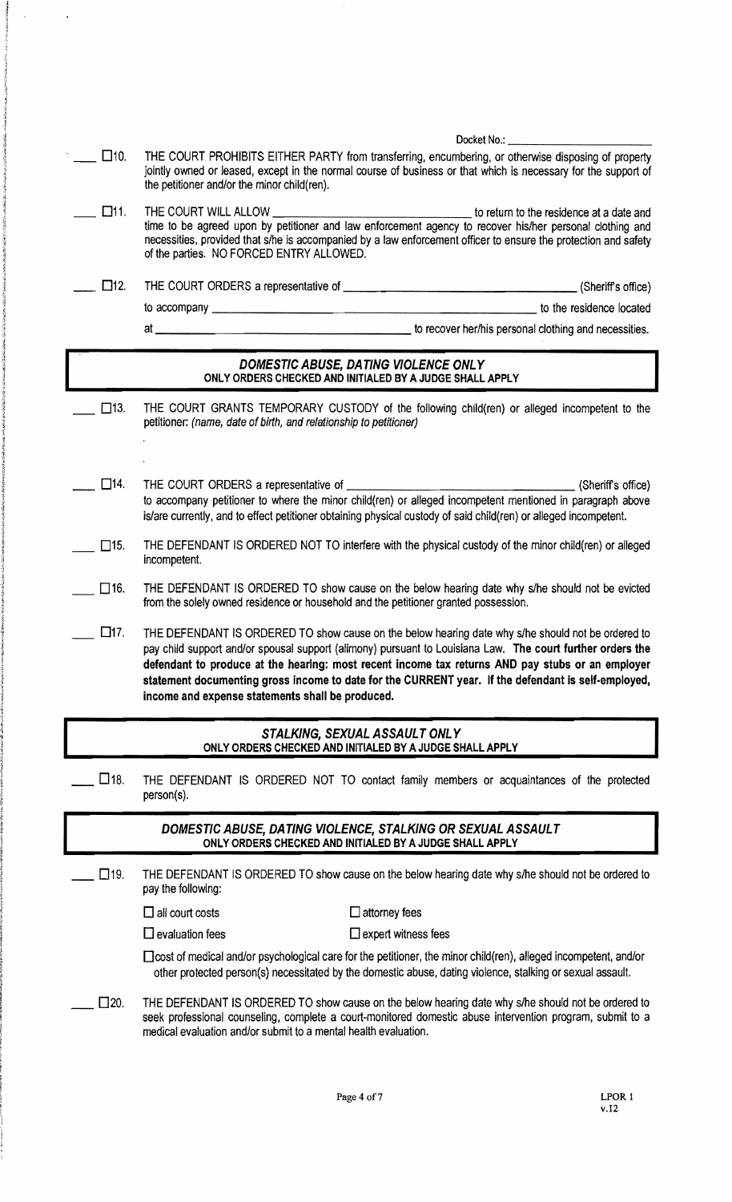Docket No.: ______________________

\_\_\_\_ ☐10. THE COURT PROHIBITS EITHER PARTY from transferring, encumbering, or otherwise disposing of property jointly owned or leased, except in the normal course of business or that which is necessary for the support of the petitioner and/or the minor child(ren).

\_\_\_\_ ☐11. THE COURT WILL ALLOW ______________________________ to return to the residence at a date and time to be agreed upon by petitioner and law enforcement agency to recover his/her personal clothing and necessities, provided that s/he is accompanied by a law enforcement officer to ensure the protection and safety of the parties. NO FORCED ENTRY ALLOWED.

\_\_\_\_ ☐12. THE COURT ORDERS a representative of ______________________________ (Sheriff's office) to accompany ______________________________ to the residence located at ______________________________ to recover her/his personal clothing and necessities.

## *DOMESTIC ABUSE, DATING VIOLENCE ONLY*
**ONLY ORDERS CHECKED AND INITIALED BY A JUDGE SHALL APPLY**

\_\_\_\_ ☐13. THE COURT GRANTS TEMPORARY CUSTODY of the following child(ren) or alleged incompetent to the petitioner: *(name, date of birth, and relationship to petitioner)*

.

.

\_\_\_\_ ☐14. THE COURT ORDERS a representative of ______________________________ (Sheriff's office) to accompany petitioner to where the minor child(ren) or alleged incompetent mentioned in paragraph above is/are currently, and to effect petitioner obtaining physical custody of said child(ren) or alleged incompetent.

\_\_\_\_ ☐15. THE DEFENDANT IS ORDERED NOT TO interfere with the physical custody of the minor child(ren) or alleged incompetent.

\_\_\_\_ ☐16. THE DEFENDANT IS ORDERED TO show cause on the below hearing date why s/he should not be evicted from the solely owned residence or household and the petitioner granted possession.

\_\_\_\_ ☐17. THE DEFENDANT IS ORDERED TO show cause on the below hearing date why s/he should not be ordered to pay child support and/or spousal support (alimony) pursuant to Louisiana Law. **The court further orders the defendant to produce at the hearing: most recent income tax returns AND pay stubs or an employer statement documenting gross income to date for the CURRENT year. If the defendant is self-employed, income and expense statements shall be produced.**

## *STALKING, SEXUAL ASSAULT ONLY*
**ONLY ORDERS CHECKED AND INITIALED BY A JUDGE SHALL APPLY**

\_\_\_\_ ☐18. THE DEFENDANT IS ORDERED NOT TO contact family members or acquaintances of the protected person(s).

## *DOMESTIC ABUSE, DATING VIOLENCE, STALKING OR SEXUAL ASSAULT*
**ONLY ORDERS CHECKED AND INITIALED BY A JUDGE SHALL APPLY**

\_\_\_\_ ☐19. THE DEFENDANT IS ORDERED TO show cause on the below hearing date why s/he should not be ordered to pay the following:

☐ all court costs ☐ attorney fees

☐ evaluation fees ☐ expert witness fees

☐ cost of medical and/or psychological care for the petitioner, the minor child(ren), alleged incompetent, and/or other protected person(s) necessitated by the domestic abuse, dating violence, stalking or sexual assault.

\_\_\_\_ ☐20. THE DEFENDANT IS ORDERED TO show cause on the below hearing date why s/he should not be ordered to seek professional counseling, complete a court-monitored domestic abuse intervention program, submit to a medical evaluation and/or submit to a mental health evaluation.

LPOR 1
v.12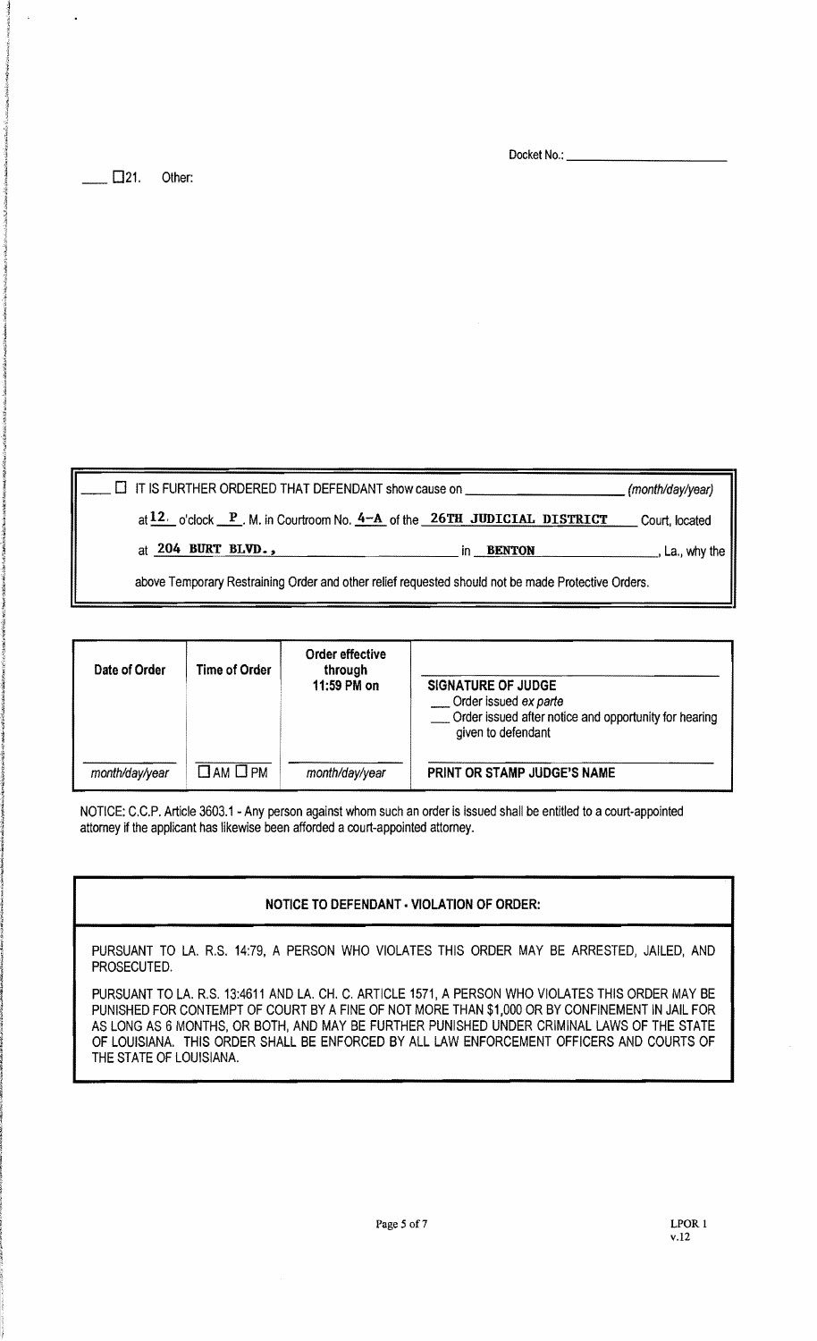Docket No.: ______________________

____ ☐21. Other:

____ ☐ IT IS FURTHER ORDERED THAT DEFENDANT show cause on ______________________ *(month/day/year)* at **12.** o'clock **P**. M. in Courtroom No. **4-A** of the **26TH JUDICIAL DISTRICT** Court, located at **204 BURT BLVD.,** in **BENTON**, La., why the above Temporary Restraining Order and other relief requested should not be made Protective Orders.

| Date of Order | Time of Order | Order effective through 11:59 PM on | SIGNATURE OF JUDGE<br>___ Order issued *ex parte*<br>___ Order issued after notice and opportunity for hearing given to defendant |
|---|---|---|---|
| *month/day/year* | ☐ AM ☐ PM | *month/day/year* | PRINT OR STAMP JUDGE'S NAME |

NOTICE: C.C.P. Article 3603.1 - Any person against whom such an order is issued shall be entitled to a court-appointed attorney if the applicant has likewise been afforded a court-appointed attorney.

**NOTICE TO DEFENDANT - VIOLATION OF ORDER:**

PURSUANT TO LA. R.S. 14:79, A PERSON WHO VIOLATES THIS ORDER MAY BE ARRESTED, JAILED, AND PROSECUTED.

PURSUANT TO LA. R.S. 13:4611 AND LA. CH. C. ARTICLE 1571, A PERSON WHO VIOLATES THIS ORDER MAY BE PUNISHED FOR CONTEMPT OF COURT BY A FINE OF NOT MORE THAN $1,000 OR BY CONFINEMENT IN JAIL FOR AS LONG AS 6 MONTHS, OR BOTH, AND MAY BE FURTHER PUNISHED UNDER CRIMINAL LAWS OF THE STATE OF LOUISIANA. THIS ORDER SHALL BE ENFORCED BY ALL LAW ENFORCEMENT OFFICERS AND COURTS OF THE STATE OF LOUISIANA.

LPOR 1
v.12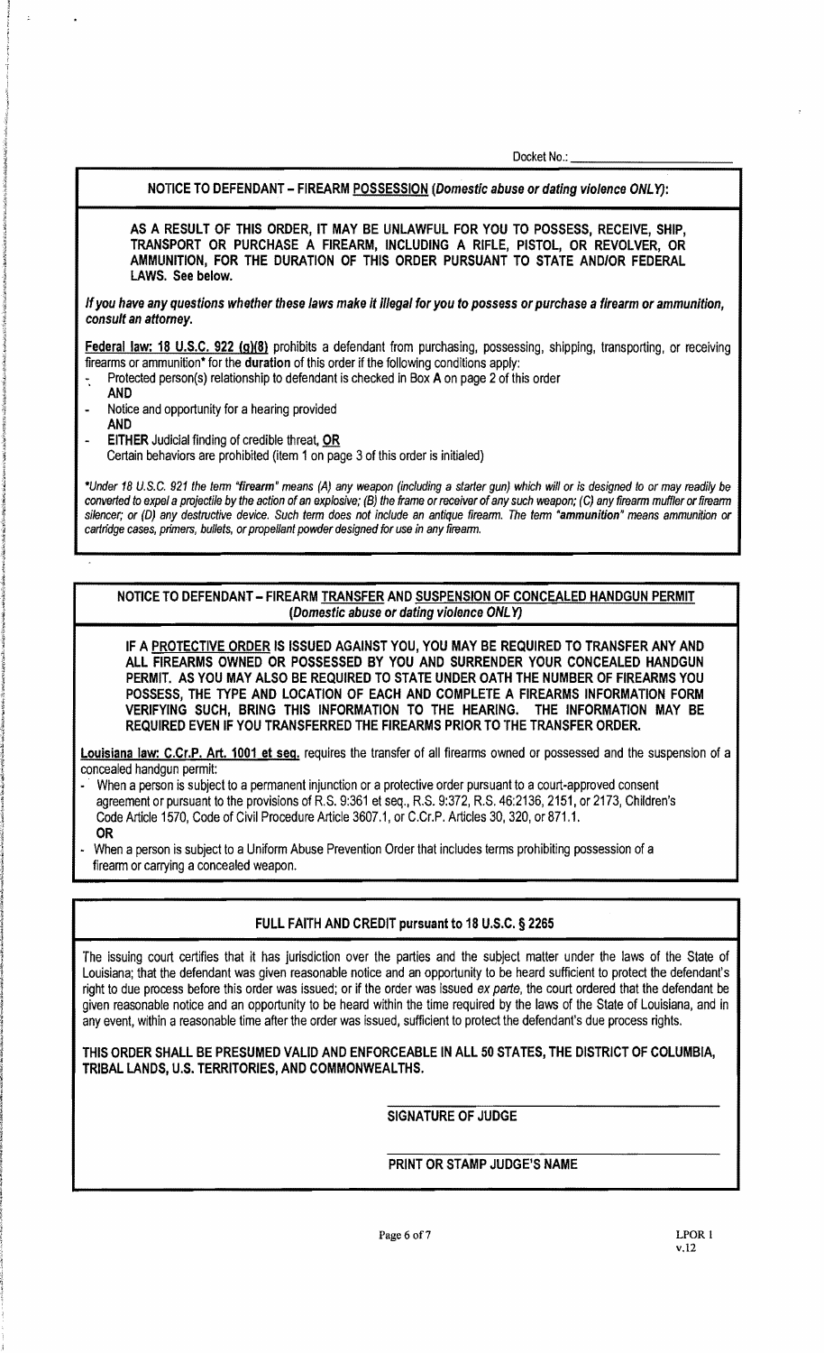Docket No.: _______________

## NOTICE TO DEFENDANT – FIREARM POSSESSION (*Domestic abuse or dating violence ONLY*):

**AS A RESULT OF THIS ORDER, IT MAY BE UNLAWFUL FOR YOU TO POSSESS, RECEIVE, SHIP, TRANSPORT OR PURCHASE A FIREARM, INCLUDING A RIFLE, PISTOL, OR REVOLVER, OR AMMUNITION, FOR THE DURATION OF THIS ORDER PURSUANT TO STATE AND/OR FEDERAL LAWS. See below.**

***If you have any questions whether these laws make it illegal for you to possess or purchase a firearm or ammunition, consult an attorney.***

**Federal law: 18 U.S.C. 922 (g)(8)** prohibits a defendant from purchasing, possessing, shipping, transporting, or receiving firearms or ammunition* for the **duration** of this order if the following conditions apply:

- Protected person(s) relationship to defendant is checked in Box **A** on page 2 of this order
  **AND**
- Notice and opportunity for a hearing provided
  **AND**
- **EITHER** Judicial finding of credible threat, **OR**
  Certain behaviors are prohibited (item 1 on page 3 of this order is initialed)

**Under 18 U.S.C. 921 the term "firearm" means (A) any weapon (including a starter gun) which will or is designed to or may readily be converted to expel a projectile by the action of an explosive; (B) the frame or receiver of any such weapon; (C) any firearm muffler or firearm silencer; or (D) any destructive device. Such term does not include an antique firearm. The term "ammunition" means ammunition or cartridge cases, primers, bullets, or propellant powder designed for use in any firearm.*

## NOTICE TO DEFENDANT – FIREARM TRANSFER AND SUSPENSION OF CONCEALED HANDGUN PERMIT (*Domestic abuse or dating violence ONLY*)

**IF A PROTECTIVE ORDER IS ISSUED AGAINST YOU, YOU MAY BE REQUIRED TO TRANSFER ANY AND ALL FIREARMS OWNED OR POSSESSED BY YOU AND SURRENDER YOUR CONCEALED HANDGUN PERMIT. AS YOU MAY ALSO BE REQUIRED TO STATE UNDER OATH THE NUMBER OF FIREARMS YOU POSSESS, THE TYPE AND LOCATION OF EACH AND COMPLETE A FIREARMS INFORMATION FORM VERIFYING SUCH, BRING THIS INFORMATION TO THE HEARING. THE INFORMATION MAY BE REQUIRED EVEN IF YOU TRANSFERRED THE FIREARMS PRIOR TO THE TRANSFER ORDER.**

**Louisiana law: C.Cr.P. Art. 1001 et seq.** requires the transfer of all firearms owned or possessed and the suspension of a concealed handgun permit:

- When a person is subject to a permanent injunction or a protective order pursuant to a court-approved consent agreement or pursuant to the provisions of R.S. 9:361 et seq., R.S. 9:372, R.S. 46:2136, 2151, or 2173, Children's Code Article 1570, Code of Civil Procedure Article 3607.1, or C.Cr.P. Articles 30, 320, or 871.1.
  **OR**
- When a person is subject to a Uniform Abuse Prevention Order that includes terms prohibiting possession of a firearm or carrying a concealed weapon.

## FULL FAITH AND CREDIT pursuant to 18 U.S.C. § 2265

The issuing court certifies that it has jurisdiction over the parties and the subject matter under the laws of the State of Louisiana; that the defendant was given reasonable notice and an opportunity to be heard sufficient to protect the defendant's right to due process before this order was issued; or if the order was issued *ex parte*, the court ordered that the defendant be given reasonable notice and an opportunity to be heard within the time required by the laws of the State of Louisiana, and in any event, within a reasonable time after the order was issued, sufficient to protect the defendant's due process rights.

**THIS ORDER SHALL BE PRESUMED VALID AND ENFORCEABLE IN ALL 50 STATES, THE DISTRICT OF COLUMBIA, TRIBAL LANDS, U.S. TERRITORIES, AND COMMONWEALTHS.**

_______________________________
**SIGNATURE OF JUDGE**

_______________________________
**PRINT OR STAMP JUDGE'S NAME**

LPOR 1
v.12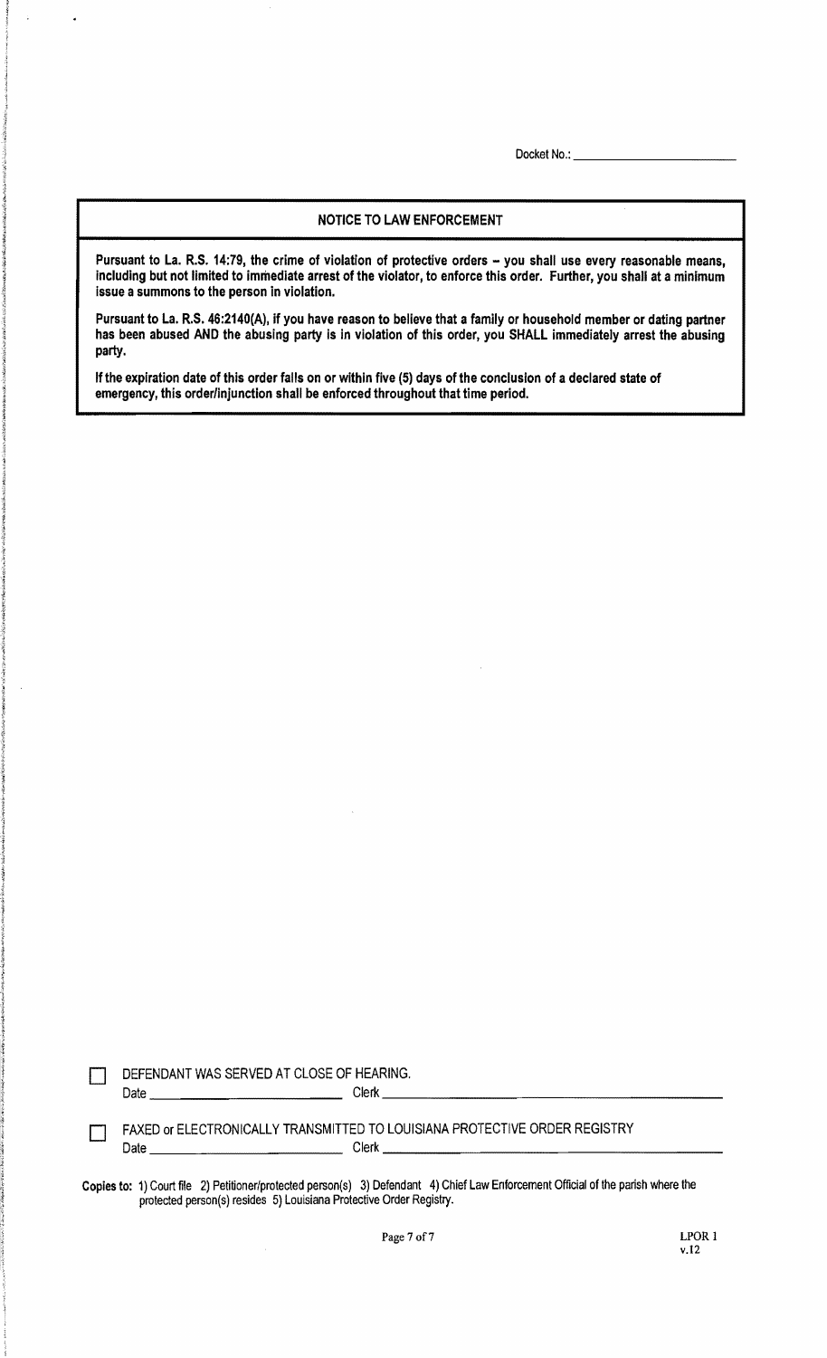Docket No.: ______________________

## NOTICE TO LAW ENFORCEMENT

**Pursuant to La. R.S. 14:79, the crime of violation of protective orders – you shall use every reasonable means, including but not limited to immediate arrest of the violator, to enforce this order. Further, you shall at a minimum issue a summons to the person in violation.**

**Pursuant to La. R.S. 46:2140(A), if you have reason to believe that a family or household member or dating partner has been abused AND the abusing party is in violation of this order, you SHALL immediately arrest the abusing party.**

**If the expiration date of this order falls on or within five (5) days of the conclusion of a declared state of emergency, this order/injunction shall be enforced throughout that time period.**

☐ DEFENDANT WAS SERVED AT CLOSE OF HEARING.
Date ______________________ Clerk ______________________________________

☐ FAXED or ELECTRONICALLY TRANSMITTED TO LOUISIANA PROTECTIVE ORDER REGISTRY
Date ______________________ Clerk ______________________________________

**Copies to:** 1) Court file 2) Petitioner/protected person(s) 3) Defendant 4) Chief Law Enforcement Official of the parish where the protected person(s) resides 5) Louisiana Protective Order Registry.

LPOR 1
v.12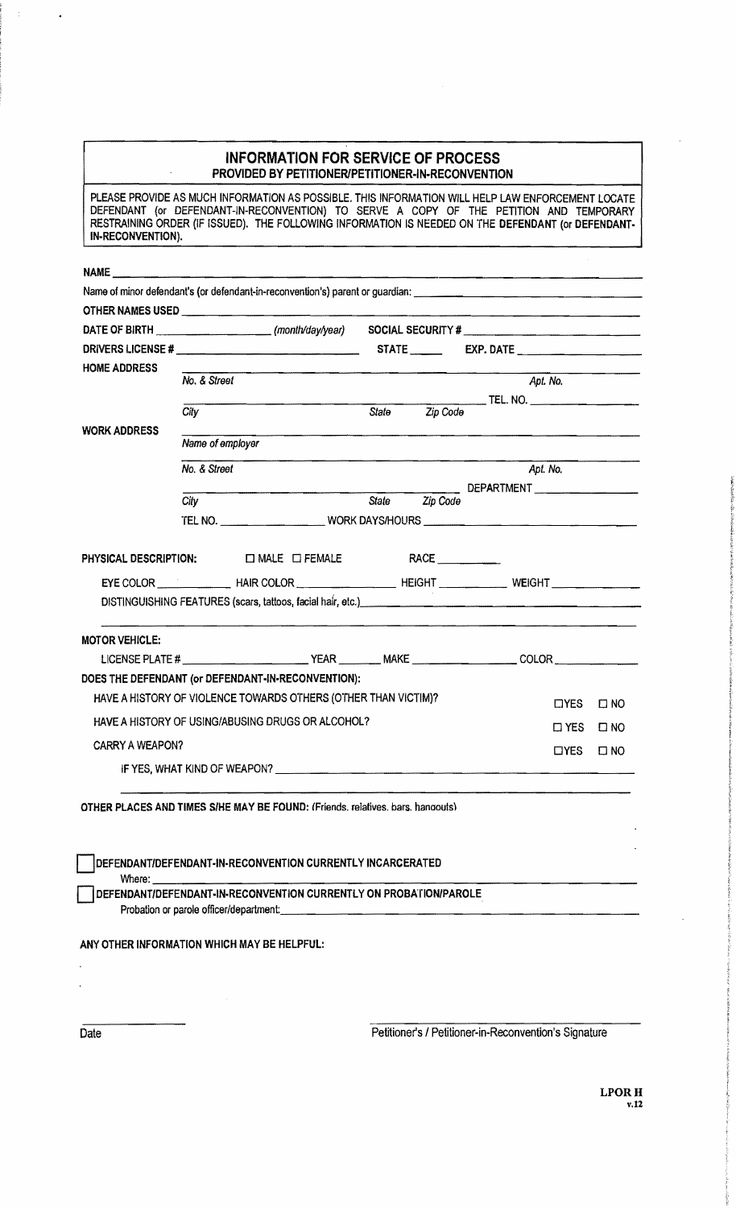## INFORMATION FOR SERVICE OF PROCESS
### PROVIDED BY PETITIONER/PETITIONER-IN-RECONVENTION

PLEASE PROVIDE AS MUCH INFORMATION AS POSSIBLE. THIS INFORMATION WILL HELP LAW ENFORCEMENT LOCATE DEFENDANT (or DEFENDANT-IN-RECONVENTION) TO SERVE A COPY OF THE PETITION AND TEMPORARY RESTRAINING ORDER (IF ISSUED). THE FOLLOWING INFORMATION IS NEEDED ON THE **DEFENDANT (or DEFENDANT-IN-RECONVENTION)**.

**NAME** ____________________________________________

Name of minor defendant's (or defendant-in-reconvention's) parent or guardian: ______________________

**OTHER NAMES USED** ____________________________________________

**DATE OF BIRTH** ________________ *(month/day/year)* **SOCIAL SECURITY #** ____________________

**DRIVERS LICENSE #** ____________________ **STATE** ______ **EXP. DATE** ________________

**HOME ADDRESS**
____________________________________________
*No. & Street* *Apt. No.*

____________________________________________ TEL. NO. ________________
*City* *State* *Zip Code*

**WORK ADDRESS**
____________________________________________
*Name of employer*

____________________________________________
*No. & Street* *Apt. No.*

____________________________________________ DEPARTMENT ________________
*City* *State* *Zip Code*

TEL NO. ________________ WORK DAYS/HOURS ____________________________

**PHYSICAL DESCRIPTION:** ☐ MALE ☐ FEMALE RACE __________

EYE COLOR __________ HAIR COLOR ______________ HEIGHT __________ WEIGHT ______________

DISTINGUISHING FEATURES (scars, tattoos, facial hair, etc.) ____________________________

____________________________________________

**MOTOR VEHICLE:**

LICENSE PLATE # ____________________ YEAR ______ MAKE ______________ COLOR ____________

**DOES THE DEFENDANT (or DEFENDANT-IN-RECONVENTION):**

HAVE A HISTORY OF VIOLENCE TOWARDS OTHERS (OTHER THAN VICTIM)? ☐YES ☐NO

HAVE A HISTORY OF USING/ABUSING DRUGS OR ALCOHOL? ☐YES ☐NO

CARRY A WEAPON? ☐YES ☐NO

IF YES, WHAT KIND OF WEAPON? ____________________________________________

____________________________________________

**OTHER PLACES AND TIMES S/HE MAY BE FOUND:** (Friends, relatives, bars, hangouts)

☐ **DEFENDANT/DEFENDANT-IN-RECONVENTION CURRENTLY INCARCERATED**

Where: ____________________________________________

☐ **DEFENDANT/DEFENDANT-IN-RECONVENTION CURRENTLY ON PROBATION/PAROLE**

Probation or parole officer/department: ____________________________________________

**ANY OTHER INFORMATION WHICH MAY BE HELPFUL:**

________________ ____________________________________________
Date Petitioner's / Petitioner-in-Reconvention's Signature

**LPOR H**
**v.12**